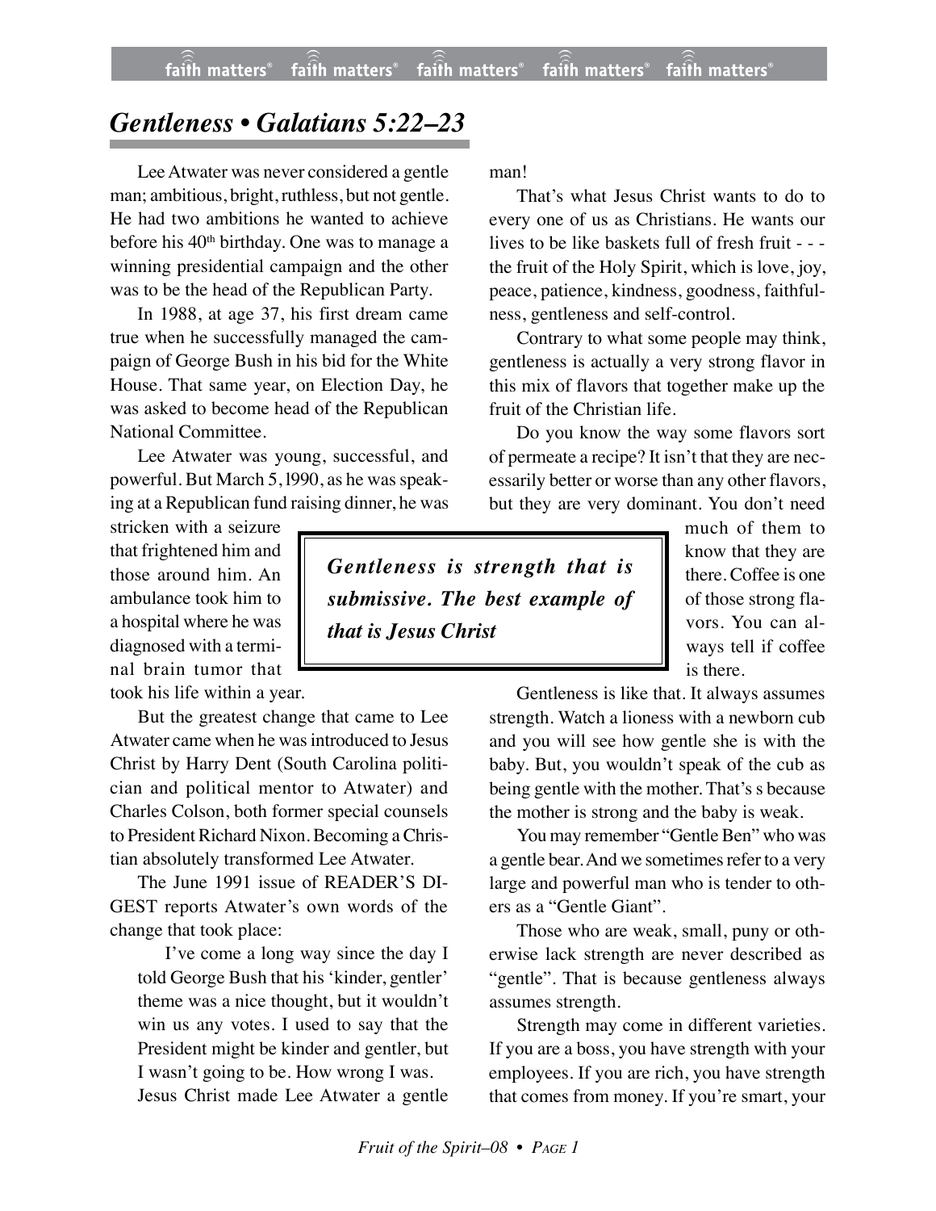# *Gentleness • Galatians 5:22–23*

Lee Atwater was never considered a gentle man; ambitious, bright, ruthless, but not gentle. He had two ambitions he wanted to achieve before his 40th birthday. One was to manage a winning presidential campaign and the other was to be the head of the Republican Party.

In 1988, at age 37, his first dream came true when he successfully managed the campaign of George Bush in his bid for the White House. That same year, on Election Day, he was asked to become head of the Republican National Committee.

Lee Atwater was young, successful, and powerful. But March 5, l990, as he was speaking at a Republican fund raising dinner, he was stricken with a seizure that frightened him and those around him. An ambulance took him to a hospital where he was diagnosed with a terminal brain tumor that took his life within a year.

But the greatest change that came to Lee Atwater came when he was introduced to Jesus Christ by Harry Dent (South Carolina politician and political mentor to Atwater) and Charles Colson, both former special counsels to President Richard Nixon. Becoming a Christian absolutely transformed Lee Atwater.

The June 1991 issue of READER'S DIGEST reports Atwater's own words of the change that took place:

> I've come a long way since the day I told George Bush that his 'kinder, gentler' theme was a nice thought, but it wouldn't win us any votes. I used to say that the President might be kinder and gentler, but I wasn't going to be. How wrong I was.

Jesus Christ made Lee Atwater a gentle man!

That's what Jesus Christ wants to do to every one of us as Christians. He wants our lives to be like baskets full of fresh fruit - - - the fruit of the Holy Spirit, which is love, joy, peace, patience, kindness, goodness, faithfulness, gentleness and self-control.

Contrary to what some people may think, gentleness is actually a very strong flavor in this mix of flavors that together make up the fruit of the Christian life.

Do you know the way some flavors sort of permeate a recipe? It isn't that they are necessarily better or worse than any other flavors, but they are very dominant. You don't need much of them to know that they are there. Coffee is one of those strong flavors. You can always tell if coffee is there.

> ***Gentleness is strength that is submissive. The best example of that is Jesus Christ***

Gentleness is like that. It always assumes strength. Watch a lioness with a newborn cub and you will see how gentle she is with the baby. But, you wouldn't speak of the cub as being gentle with the mother. That's s because the mother is strong and the baby is weak.

You may remember "Gentle Ben" who was a gentle bear. And we sometimes refer to a very large and powerful man who is tender to others as a "Gentle Giant".

Those who are weak, small, puny or otherwise lack strength are never described as "gentle". That is because gentleness always assumes strength.

Strength may come in different varieties. If you are a boss, you have strength with your employees. If you are rich, you have strength that comes from money. If you're smart, your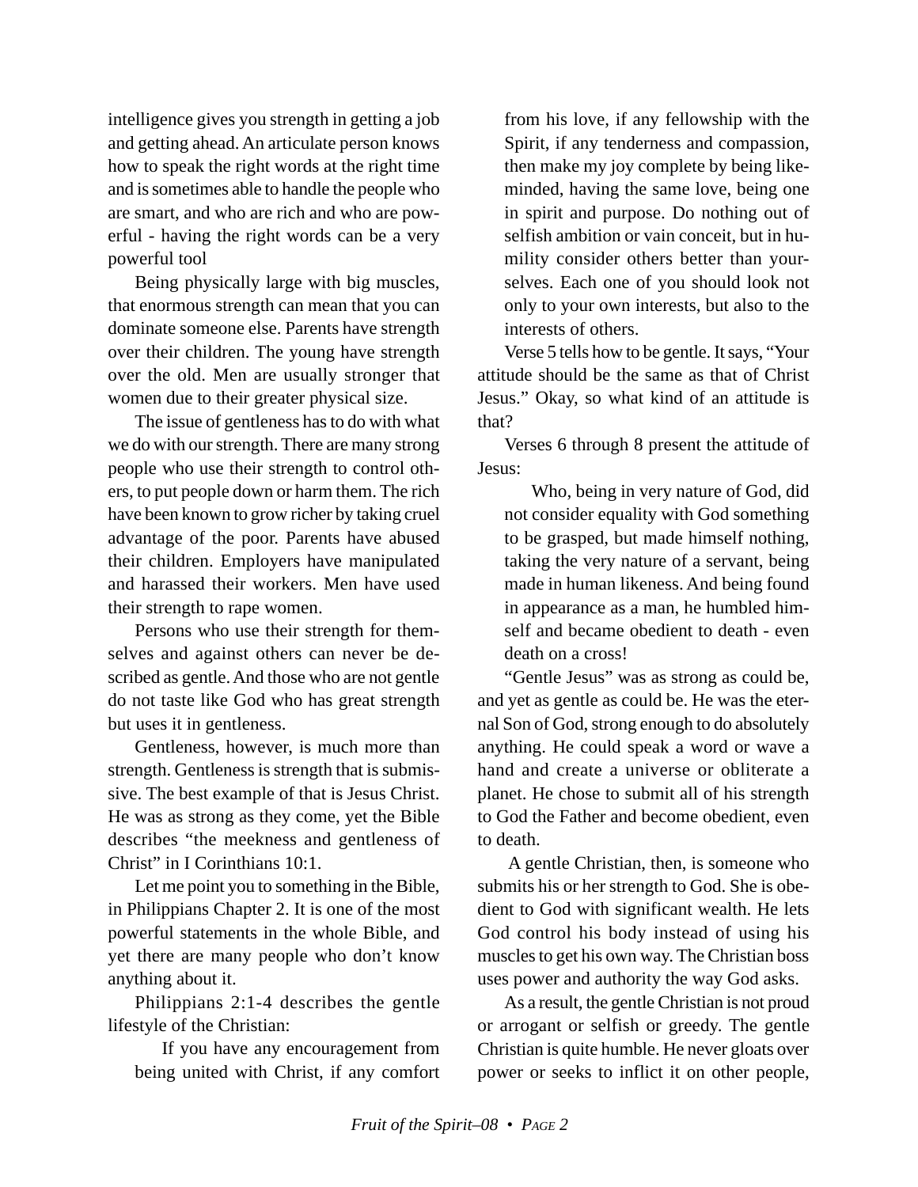intelligence gives you strength in getting a job and getting ahead. An articulate person knows how to speak the right words at the right time and is sometimes able to handle the people who are smart, and who are rich and who are powerful - having the right words can be a very powerful tool

Being physically large with big muscles, that enormous strength can mean that you can dominate someone else. Parents have strength over their children. The young have strength over the old. Men are usually stronger that women due to their greater physical size.

The issue of gentleness has to do with what we do with our strength. There are many strong people who use their strength to control others, to put people down or harm them. The rich have been known to grow richer by taking cruel advantage of the poor. Parents have abused their children. Employers have manipulated and harassed their workers. Men have used their strength to rape women.

Persons who use their strength for themselves and against others can never be described as gentle. And those who are not gentle do not taste like God who has great strength but uses it in gentleness.

Gentleness, however, is much more than strength. Gentleness is strength that is submissive. The best example of that is Jesus Christ. He was as strong as they come, yet the Bible describes "the meekness and gentleness of Christ" in I Corinthians 10:1.

Let me point you to something in the Bible, in Philippians Chapter 2. It is one of the most powerful statements in the whole Bible, and yet there are many people who don't know anything about it.

Philippians 2:1-4 describes the gentle lifestyle of the Christian:

> If you have any encouragement from being united with Christ, if any comfort from his love, if any fellowship with the Spirit, if any tenderness and compassion, then make my joy complete by being like-minded, having the same love, being one in spirit and purpose. Do nothing out of selfish ambition or vain conceit, but in humility consider others better than yourselves. Each one of you should look not only to your own interests, but also to the interests of others.

Verse 5 tells how to be gentle. It says, "Your attitude should be the same as that of Christ Jesus." Okay, so what kind of an attitude is that?

Verses 6 through 8 present the attitude of Jesus:

> Who, being in very nature of God, did not consider equality with God something to be grasped, but made himself nothing, taking the very nature of a servant, being made in human likeness. And being found in appearance as a man, he humbled himself and became obedient to death - even death on a cross!

"Gentle Jesus" was as strong as could be, and yet as gentle as could be. He was the eternal Son of God, strong enough to do absolutely anything. He could speak a word or wave a hand and create a universe or obliterate a planet. He chose to submit all of his strength to God the Father and become obedient, even to death.

A gentle Christian, then, is someone who submits his or her strength to God. She is obedient to God with significant wealth. He lets God control his body instead of using his muscles to get his own way. The Christian boss uses power and authority the way God asks.

As a result, the gentle Christian is not proud or arrogant or selfish or greedy. The gentle Christian is quite humble. He never gloats over power or seeks to inflict it on other people,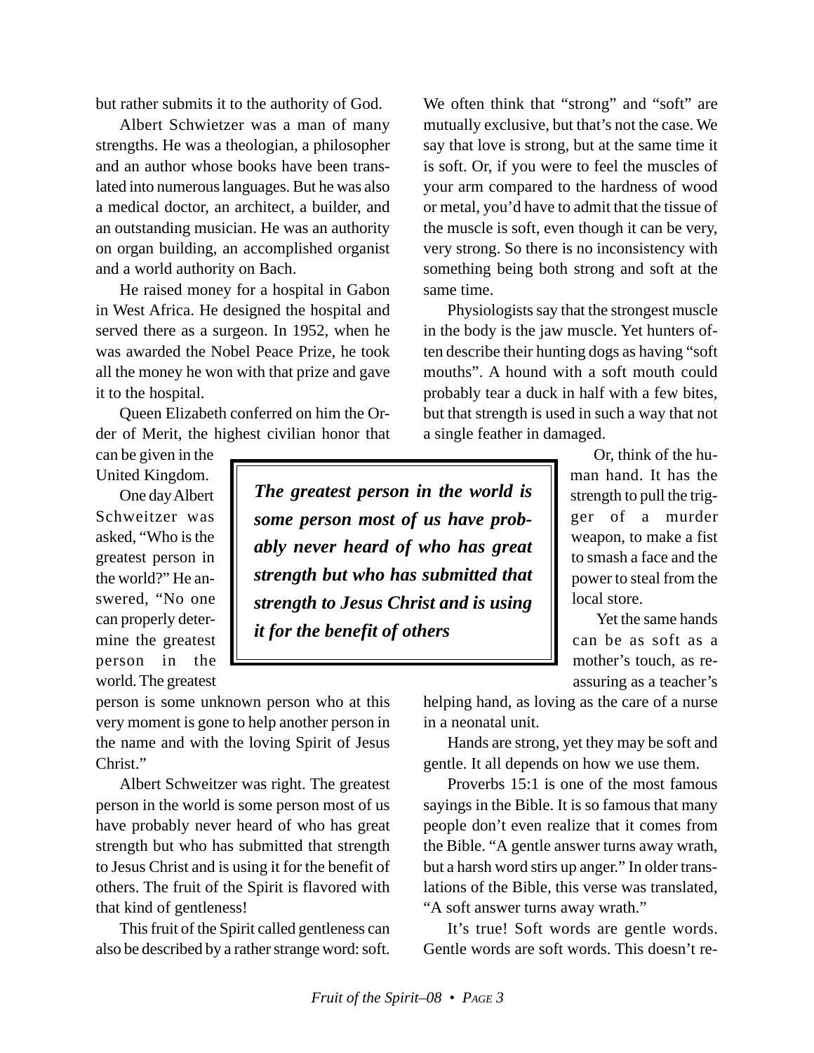but rather submits it to the authority of God.

Albert Schwietzer was a man of many strengths. He was a theologian, a philosopher and an author whose books have been translated into numerous languages. But he was also a medical doctor, an architect, a builder, and an outstanding musician. He was an authority on organ building, an accomplished organist and a world authority on Bach.

He raised money for a hospital in Gabon in West Africa. He designed the hospital and served there as a surgeon. In 1952, when he was awarded the Nobel Peace Prize, he took all the money he won with that prize and gave it to the hospital.

Queen Elizabeth conferred on him the Order of Merit, the highest civilian honor that can be given in the United Kingdom.

One day Albert Schweitzer was asked, "Who is the greatest person in the world?" He answered, "No one can properly determine the greatest person in the world. The greatest person is some unknown person who at this very moment is gone to help another person in the name and with the loving Spirit of Jesus Christ."

> ***The greatest person in the world is some person most of us have probably never heard of who has great strength but who has submitted that strength to Jesus Christ and is using it for the benefit of others***

Albert Schweitzer was right. The greatest person in the world is some person most of us have probably never heard of who has great strength but who has submitted that strength to Jesus Christ and is using it for the benefit of others. The fruit of the Spirit is flavored with that kind of gentleness!

This fruit of the Spirit called gentleness can also be described by a rather strange word: soft. We often think that "strong" and "soft" are mutually exclusive, but that's not the case. We say that love is strong, but at the same time it is soft. Or, if you were to feel the muscles of your arm compared to the hardness of wood or metal, you'd have to admit that the tissue of the muscle is soft, even though it can be very, very strong. So there is no inconsistency with something being both strong and soft at the same time.

Physiologists say that the strongest muscle in the body is the jaw muscle. Yet hunters often describe their hunting dogs as having "soft mouths". A hound with a soft mouth could probably tear a duck in half with a few bites, but that strength is used in such a way that not a single feather in damaged.

Or, think of the human hand. It has the strength to pull the trigger of a murder weapon, to make a fist to smash a face and the power to steal from the local store.

Yet the same hands can be as soft as a mother's touch, as reassuring as a teacher's helping hand, as loving as the care of a nurse in a neonatal unit.

Hands are strong, yet they may be soft and gentle. It all depends on how we use them.

Proverbs 15:1 is one of the most famous sayings in the Bible. It is so famous that many people don't even realize that it comes from the Bible. "A gentle answer turns away wrath, but a harsh word stirs up anger." In older translations of the Bible, this verse was translated, "A soft answer turns away wrath."

It's true! Soft words are gentle words. Gentle words are soft words. This doesn't re-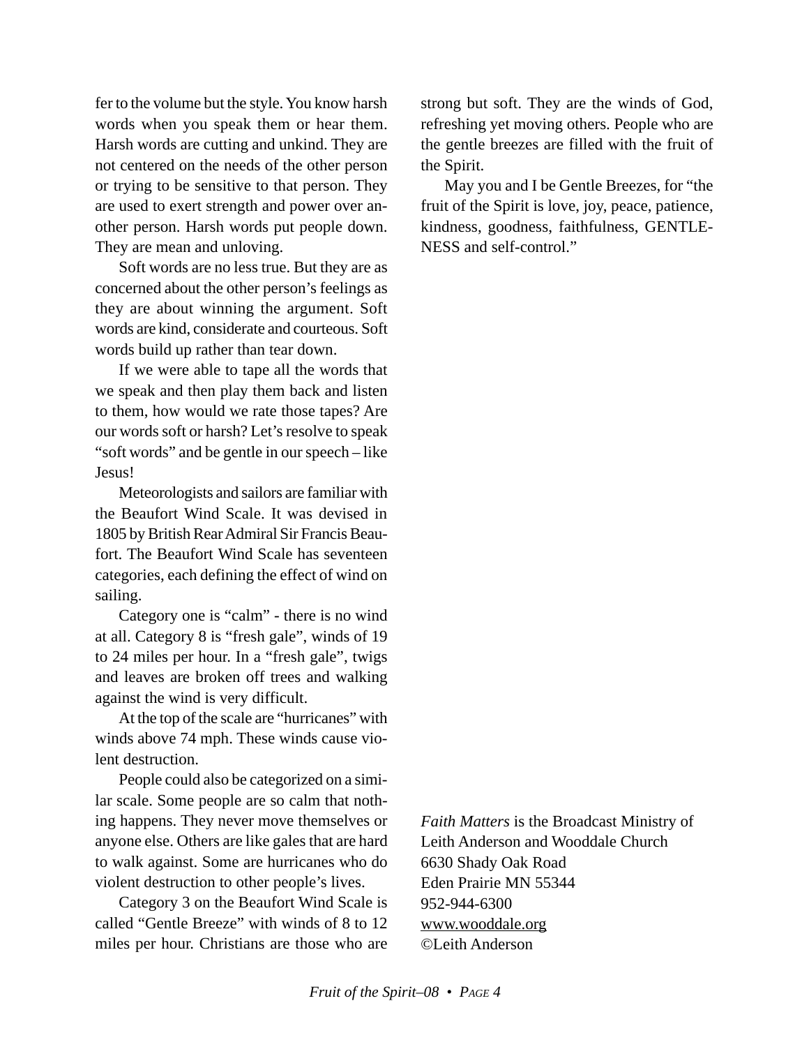fer to the volume but the style. You know harsh words when you speak them or hear them. Harsh words are cutting and unkind. They are not centered on the needs of the other person or trying to be sensitive to that person. They are used to exert strength and power over another person. Harsh words put people down. They are mean and unloving.

Soft words are no less true. But they are as concerned about the other person's feelings as they are about winning the argument. Soft words are kind, considerate and courteous. Soft words build up rather than tear down.

If we were able to tape all the words that we speak and then play them back and listen to them, how would we rate those tapes? Are our words soft or harsh? Let's resolve to speak "soft words" and be gentle in our speech – like Jesus!

Meteorologists and sailors are familiar with the Beaufort Wind Scale. It was devised in 1805 by British Rear Admiral Sir Francis Beaufort. The Beaufort Wind Scale has seventeen categories, each defining the effect of wind on sailing.

Category one is "calm" - there is no wind at all. Category 8 is "fresh gale", winds of 19 to 24 miles per hour. In a "fresh gale", twigs and leaves are broken off trees and walking against the wind is very difficult.

At the top of the scale are "hurricanes" with winds above 74 mph. These winds cause violent destruction.

People could also be categorized on a similar scale. Some people are so calm that nothing happens. They never move themselves or anyone else. Others are like gales that are hard to walk against. Some are hurricanes who do violent destruction to other people's lives.

Category 3 on the Beaufort Wind Scale is called "Gentle Breeze" with winds of 8 to 12 miles per hour. Christians are those who are strong but soft. They are the winds of God, refreshing yet moving others. People who are the gentle breezes are filled with the fruit of the Spirit.

May you and I be Gentle Breezes, for "the fruit of the Spirit is love, joy, peace, patience, kindness, goodness, faithfulness, GENTLENESS and self-control."

*Faith Matters* is the Broadcast Ministry of
Leith Anderson and Wooddale Church
6630 Shady Oak Road
Eden Prairie MN 55344
952-944-6300
www.wooddale.org
©Leith Anderson